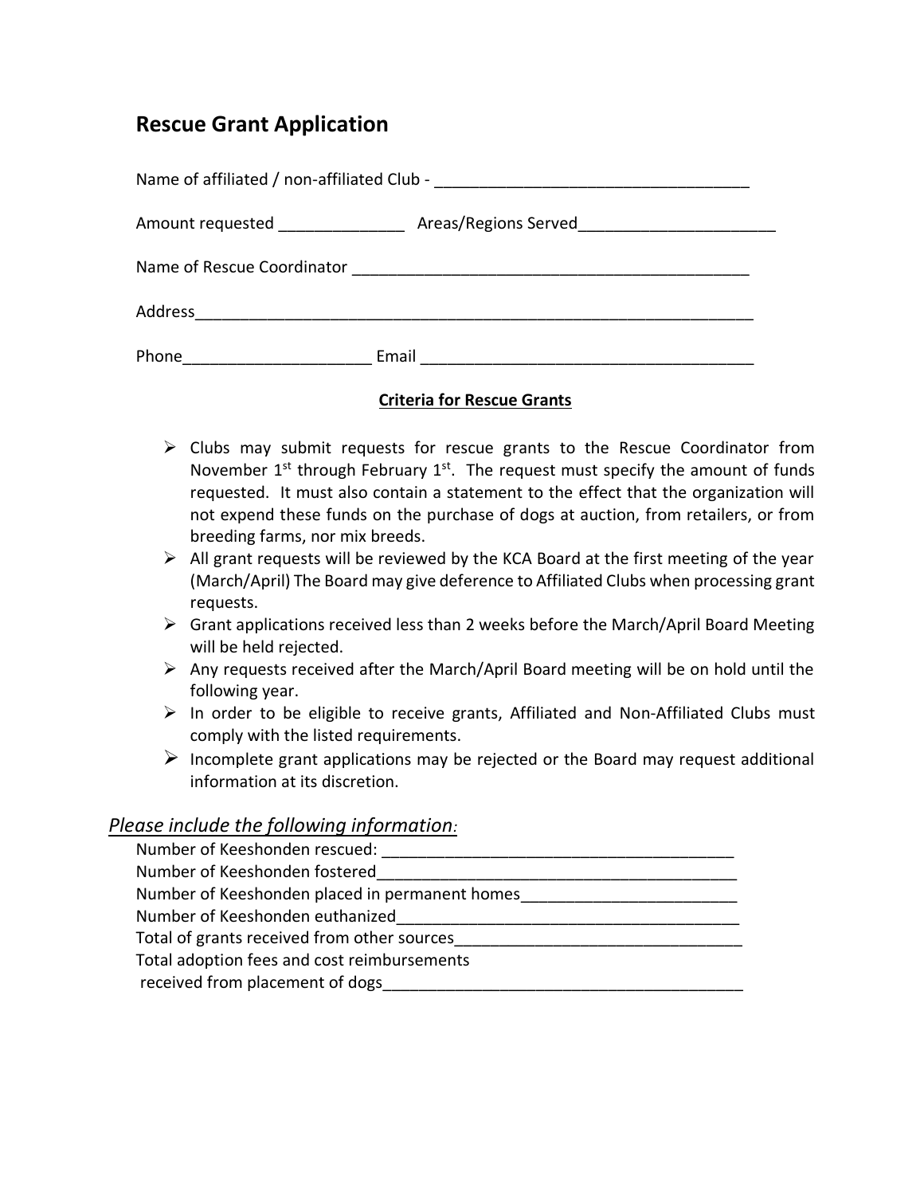## Rescue Grant Application

Name of affiliated / non-affiliated Club - ___________________________________

Amount requested ______________ Areas/Regions Served______________________

Name of Rescue Coordinator ____________________________________________

Address_________________________________________________________________

Phone_____________________ Email _____________________________________

**Criteria for Rescue Grants**

- Clubs may submit requests for rescue grants to the Rescue Coordinator from November 1st through February 1st. The request must specify the amount of funds requested. It must also contain a statement to the effect that the organization will not expend these funds on the purchase of dogs at auction, from retailers, or from breeding farms, nor mix breeds.
- All grant requests will be reviewed by the KCA Board at the first meeting of the year (March/April) The Board may give deference to Affiliated Clubs when processing grant requests.
- Grant applications received less than 2 weeks before the March/April Board Meeting will be held rejected.
- Any requests received after the March/April Board meeting will be on hold until the following year.
- In order to be eligible to receive grants, Affiliated and Non-Affiliated Clubs must comply with the listed requirements.
- Incomplete grant applications may be rejected or the Board may request additional information at its discretion.

*Please include the following information:*

Number of Keeshonden rescued: ________________________________________

Number of Keeshonden fostered__________________________________________

Number of Keeshonden placed in permanent homes________________________

Number of Keeshonden euthanized_______________________________________

Total of grants received from other sources________________________________

Total adoption fees and cost reimbursements
received from placement of dogs_________________________________________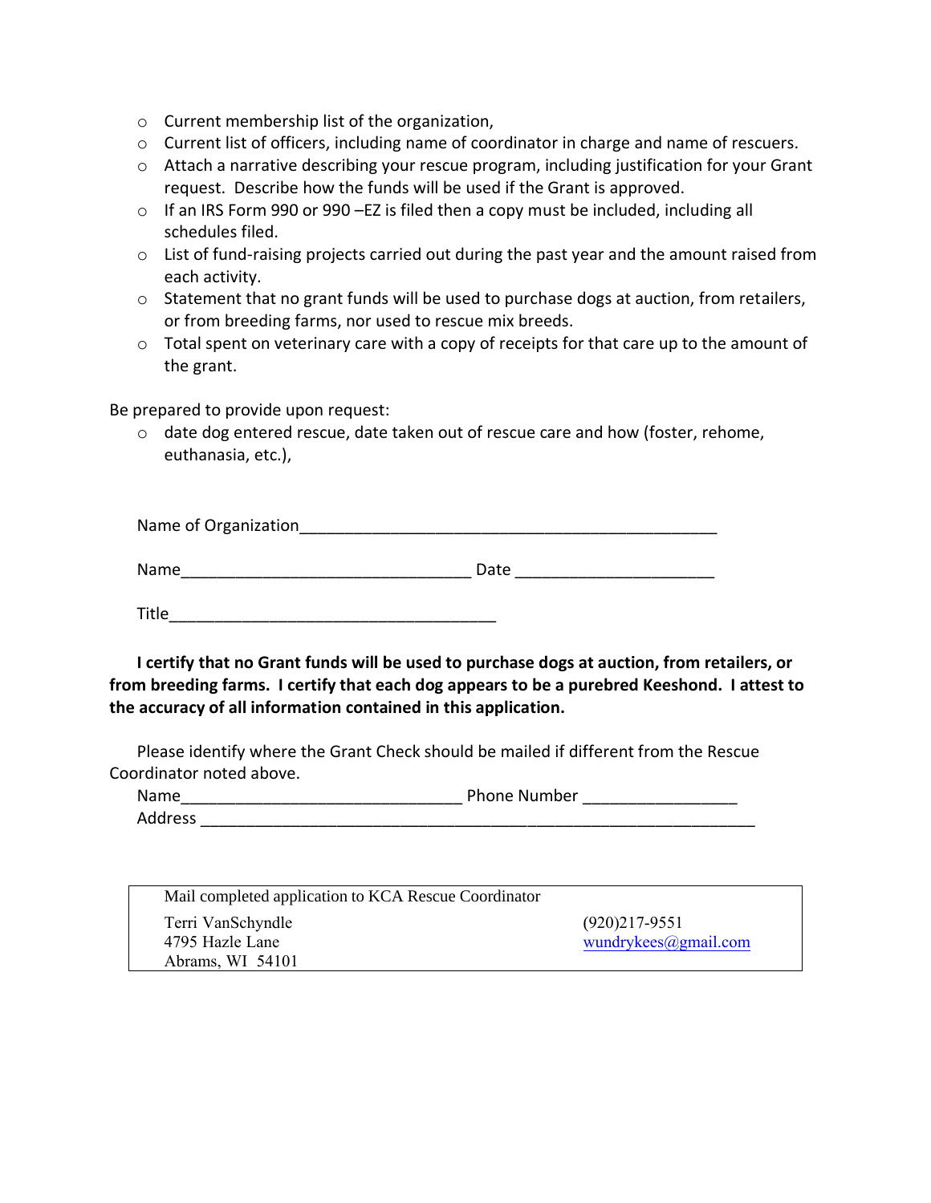- Current membership list of the organization,
- Current list of officers, including name of coordinator in charge and name of rescuers.
- Attach a narrative describing your rescue program, including justification for your Grant request. Describe how the funds will be used if the Grant is approved.
- If an IRS Form 990 or 990 –EZ is filed then a copy must be included, including all schedules filed.
- List of fund-raising projects carried out during the past year and the amount raised from each activity.
- Statement that no grant funds will be used to purchase dogs at auction, from retailers, or from breeding farms, nor used to rescue mix breeds.
- Total spent on veterinary care with a copy of receipts for that care up to the amount of the grant.

Be prepared to provide upon request:

- date dog entered rescue, date taken out of rescue care and how (foster, rehome, euthanasia, etc.),

Name of Organization_______________________________________________

Name________________________________ Date _____________________

Title___________________________________

**I certify that no Grant funds will be used to purchase dogs at auction, from retailers, or from breeding farms. I certify that each dog appears to be a purebred Keeshond. I attest to the accuracy of all information contained in this application.**

Please identify where the Grant Check should be mailed if different from the Rescue Coordinator noted above.

Name_______________________________ Phone Number ________________

Address ____________________________________________________________

| | |
|---|---|
| Mail completed application to KCA Rescue Coordinator | |
| Terri VanSchyndle<br>4795 Hazle Lane<br>Abrams, WI 54101 | (920)217-9551<br>wundrykees@gmail.com |